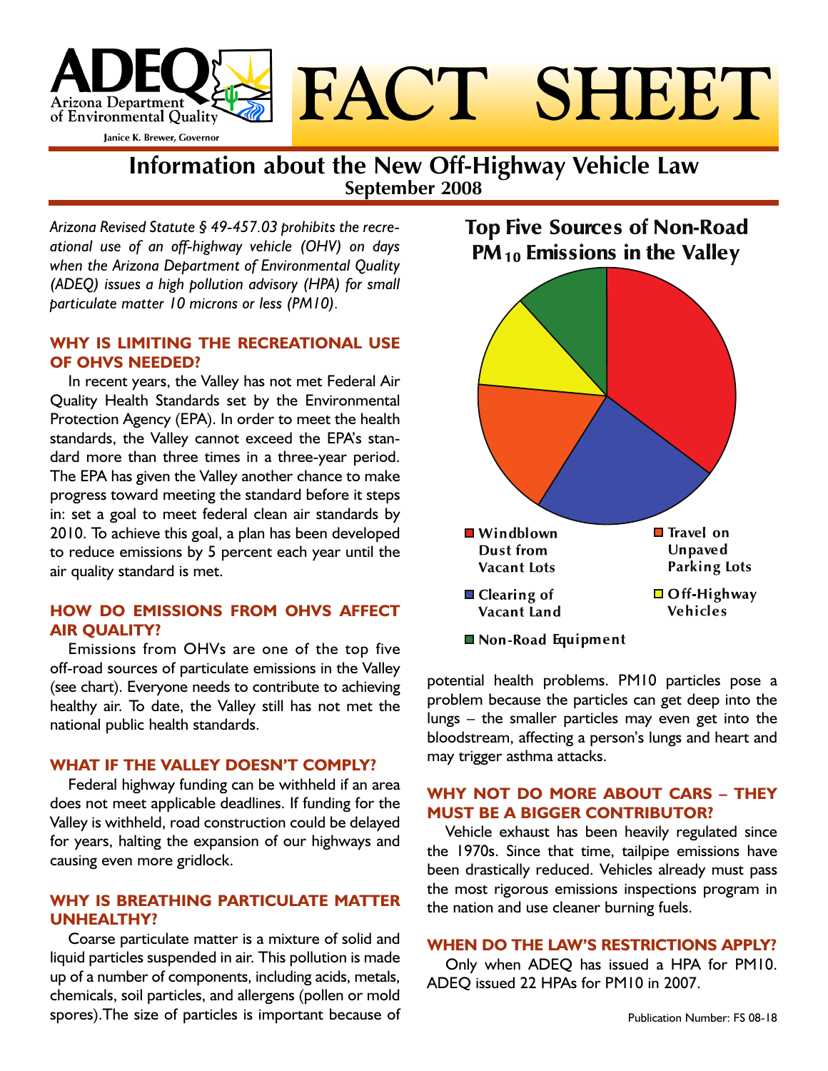ADEQ
Arizona Department of Environmental Quality
Janice K. Brewer, Governor

# FACT SHEET

## Information about the New Off-Highway Vehicle Law

**September 2008**

*Arizona Revised Statute § 49-457.03 prohibits the recreational use of an off-highway vehicle (OHV) on days when the Arizona Department of Environmental Quality (ADEQ) issues a high pollution advisory (HPA) for small particulate matter 10 microns or less (PM10).*

### WHY IS LIMITING THE RECREATIONAL USE OF OHVS NEEDED?

In recent years, the Valley has not met Federal Air Quality Health Standards set by the Environmental Protection Agency (EPA). In order to meet the health standards, the Valley cannot exceed the EPA's standard more than three times in a three-year period. The EPA has given the Valley another chance to make progress toward meeting the standard before it steps in: set a goal to meet federal clean air standards by 2010. To achieve this goal, a plan has been developed to reduce emissions by 5 percent each year until the air quality standard is met.

### HOW DO EMISSIONS FROM OHVS AFFECT AIR QUALITY?

Emissions from OHVs are one of the top five off-road sources of particulate emissions in the Valley (see chart). Everyone needs to contribute to achieving healthy air. To date, the Valley still has not met the national public health standards.

### WHAT IF THE VALLEY DOESN'T COMPLY?

Federal highway funding can be withheld if an area does not meet applicable deadlines. If funding for the Valley is withheld, road construction could be delayed for years, halting the expansion of our highways and causing even more gridlock.

### WHY IS BREATHING PARTICULATE MATTER UNHEALTHY?

Coarse particulate matter is a mixture of solid and liquid particles suspended in air. This pollution is made up of a number of components, including acids, metals, chemicals, soil particles, and allergens (pollen or mold spores).The size of particles is important because of potential health problems. PM10 particles pose a problem because the particles can get deep into the lungs – the smaller particles may even get into the bloodstream, affecting a person's lungs and heart and may trigger asthma attacks.

**Top Five Sources of Non-Road $PM_{10}$ Emissions in the Valley**

- Windblown Dust from Vacant Lots
- Clearing of Vacant Land
- Travel on Unpaved Parking Lots
- Off-Highway Vehicles
- Non-Road Equipment

### WHY NOT DO MORE ABOUT CARS – THEY MUST BE A BIGGER CONTRIBUTOR?

Vehicle exhaust has been heavily regulated since the 1970s. Since that time, tailpipe emissions have been drastically reduced. Vehicles already must pass the most rigorous emissions inspections program in the nation and use cleaner burning fuels.

### WHEN DO THE LAW'S RESTRICTIONS APPLY?

Only when ADEQ has issued a HPA for PM10. ADEQ issued 22 HPAs for PM10 in 2007.

Publication Number: FS 08-18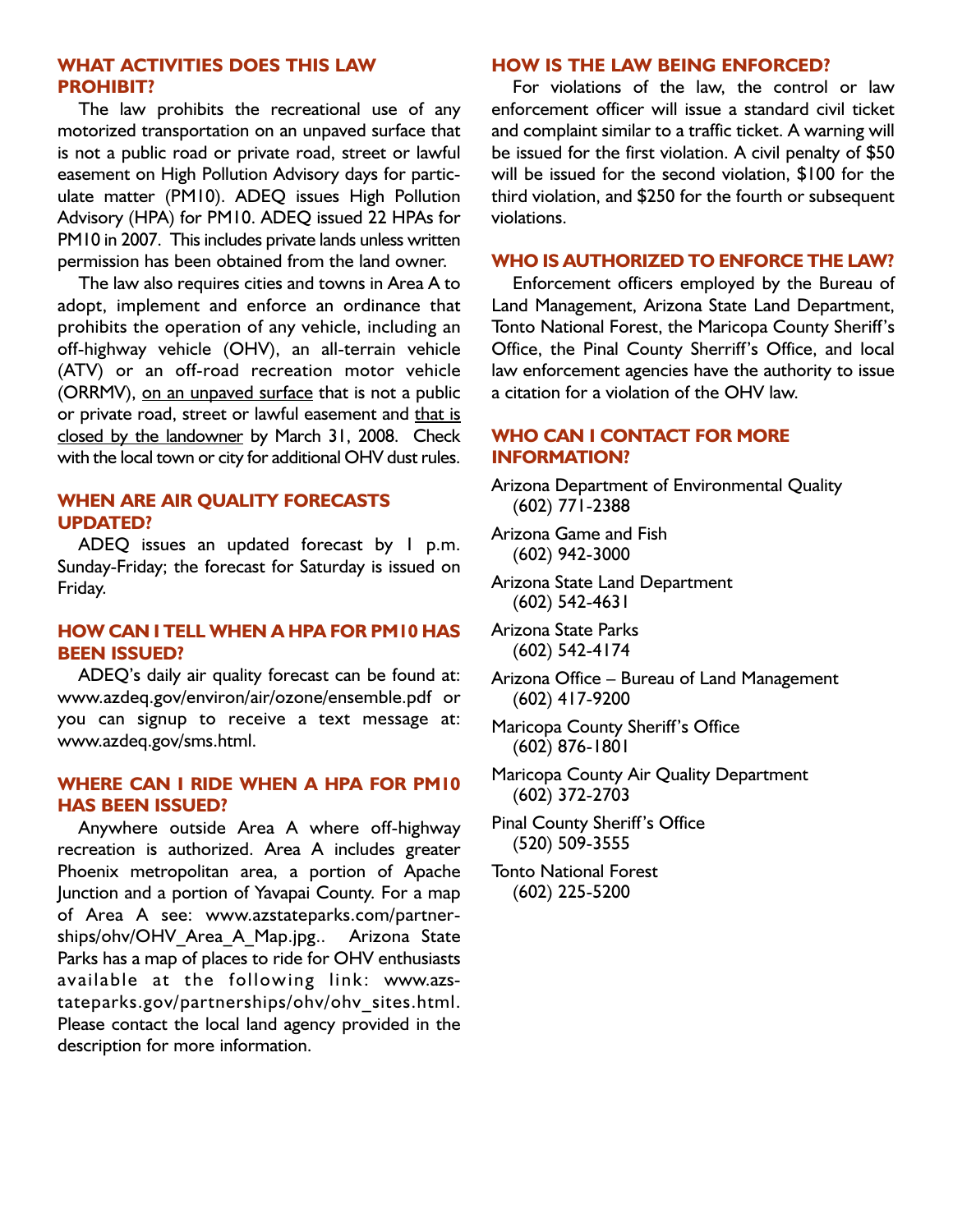## WHAT ACTIVITIES DOES THIS LAW PROHIBIT?

The law prohibits the recreational use of any motorized transportation on an unpaved surface that is not a public road or private road, street or lawful easement on High Pollution Advisory days for particulate matter (PM10). ADEQ issues High Pollution Advisory (HPA) for PM10. ADEQ issued 22 HPAs for PM10 in 2007. This includes private lands unless written permission has been obtained from the land owner.

The law also requires cities and towns in Area A to adopt, implement and enforce an ordinance that prohibits the operation of any vehicle, including an off-highway vehicle (OHV), an all-terrain vehicle (ATV) or an off-road recreation motor vehicle (ORRMV), <u>on an unpaved surface</u> that is not a public or private road, street or lawful easement and <u>that is closed by the landowner</u> by March 31, 2008. Check with the local town or city for additional OHV dust rules.

## WHEN ARE AIR QUALITY FORECASTS UPDATED?

ADEQ issues an updated forecast by 1 p.m. Sunday-Friday; the forecast for Saturday is issued on Friday.

## HOW CAN I TELL WHEN A HPA FOR PM10 HAS BEEN ISSUED?

ADEQ's daily air quality forecast can be found at: www.azdeq.gov/environ/air/ozone/ensemble.pdf or you can signup to receive a text message at: www.azdeq.gov/sms.html.

## WHERE CAN I RIDE WHEN A HPA FOR PM10 HAS BEEN ISSUED?

Anywhere outside Area A where off-highway recreation is authorized. Area A includes greater Phoenix metropolitan area, a portion of Apache Junction and a portion of Yavapai County. For a map of Area A see: www.azstateparks.com/partnerships/ohv/OHV_Area_A_Map.jpg.. Arizona State Parks has a map of places to ride for OHV enthusiasts available at the following link: www.azstateparks.gov/partnerships/ohv/ohv_sites.html. Please contact the local land agency provided in the description for more information.

## HOW IS THE LAW BEING ENFORCED?

For violations of the law, the control or law enforcement officer will issue a standard civil ticket and complaint similar to a traffic ticket. A warning will be issued for the first violation. A civil penalty of $50 will be issued for the second violation, $100 for the third violation, and $250 for the fourth or subsequent violations.

## WHO IS AUTHORIZED TO ENFORCE THE LAW?

Enforcement officers employed by the Bureau of Land Management, Arizona State Land Department, Tonto National Forest, the Maricopa County Sheriff's Office, the Pinal County Sherriff's Office, and local law enforcement agencies have the authority to issue a citation for a violation of the OHV law.

## WHO CAN I CONTACT FOR MORE INFORMATION?

Arizona Department of Environmental Quality
(602) 771-2388

Arizona Game and Fish
(602) 942-3000

Arizona State Land Department
(602) 542-4631

Arizona State Parks
(602) 542-4174

Arizona Office – Bureau of Land Management
(602) 417-9200

Maricopa County Sheriff's Office
(602) 876-1801

Maricopa County Air Quality Department
(602) 372-2703

Pinal County Sheriff's Office
(520) 509-3555

Tonto National Forest
(602) 225-5200